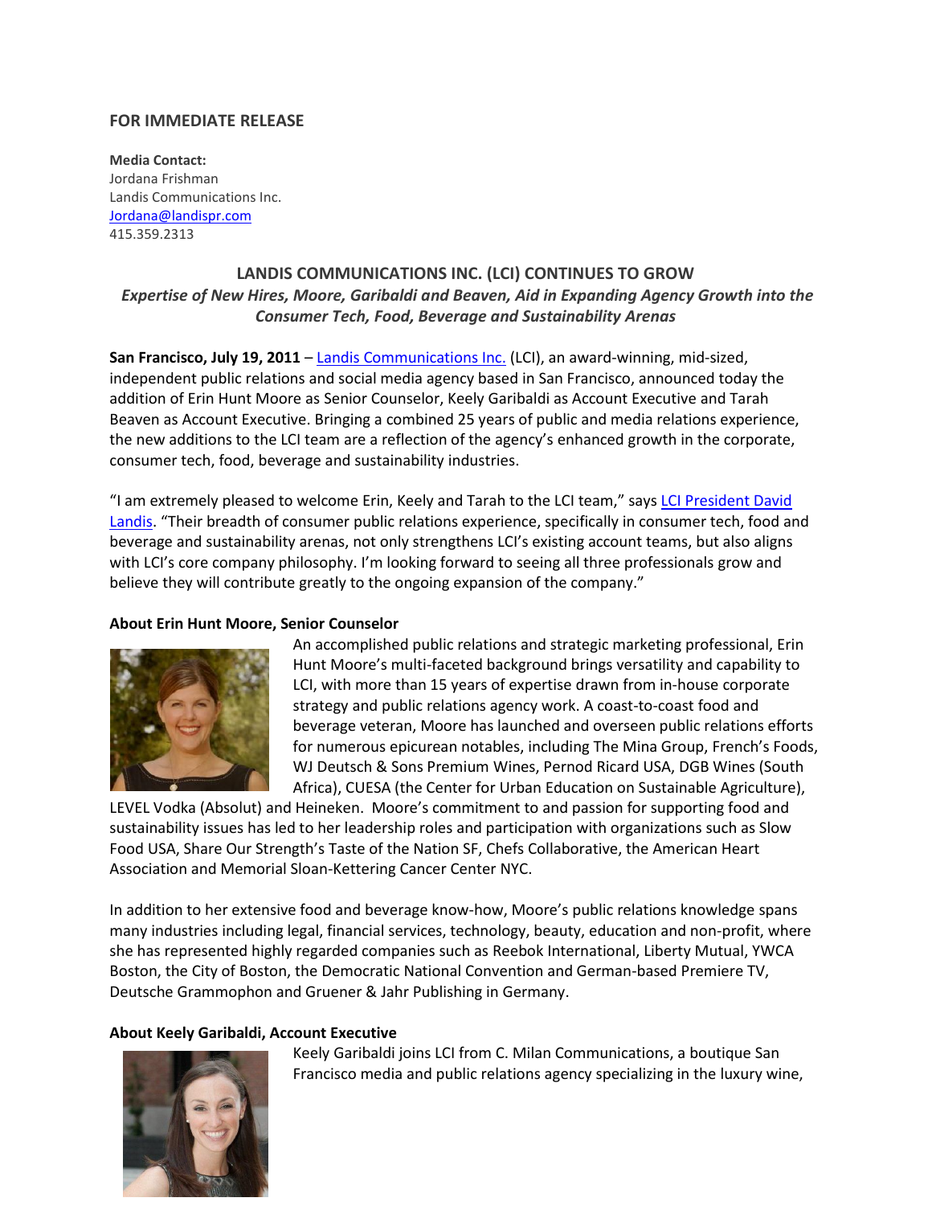**FOR IMMEDIATE RELEASE**

**Media Contact:**
Jordana Frishman
Landis Communications Inc.
Jordana@landispr.com
415.359.2313

## LANDIS COMMUNICATIONS INC. (LCI) CONTINUES TO GROW

***Expertise of New Hires, Moore, Garibaldi and Beaven, Aid in Expanding Agency Growth into the Consumer Tech, Food, Beverage and Sustainability Arenas***

**San Francisco, July 19, 2011** – Landis Communications Inc. (LCI), an award-winning, mid-sized, independent public relations and social media agency based in San Francisco, announced today the addition of Erin Hunt Moore as Senior Counselor, Keely Garibaldi as Account Executive and Tarah Beaven as Account Executive. Bringing a combined 25 years of public and media relations experience, the new additions to the LCI team are a reflection of the agency's enhanced growth in the corporate, consumer tech, food, beverage and sustainability industries.

"I am extremely pleased to welcome Erin, Keely and Tarah to the LCI team," says LCI President David Landis. "Their breadth of consumer public relations experience, specifically in consumer tech, food and beverage and sustainability arenas, not only strengthens LCI's existing account teams, but also aligns with LCI's core company philosophy. I'm looking forward to seeing all three professionals grow and believe they will contribute greatly to the ongoing expansion of the company."

**About Erin Hunt Moore, Senior Counselor**

An accomplished public relations and strategic marketing professional, Erin Hunt Moore's multi-faceted background brings versatility and capability to LCI, with more than 15 years of expertise drawn from in-house corporate strategy and public relations agency work. A coast-to-coast food and beverage veteran, Moore has launched and overseen public relations efforts for numerous epicurean notables, including The Mina Group, French's Foods, WJ Deutsch & Sons Premium Wines, Pernod Ricard USA, DGB Wines (South Africa), CUESA (the Center for Urban Education on Sustainable Agriculture), LEVEL Vodka (Absolut) and Heineken. Moore's commitment to and passion for supporting food and sustainability issues has led to her leadership roles and participation with organizations such as Slow Food USA, Share Our Strength's Taste of the Nation SF, Chefs Collaborative, the American Heart Association and Memorial Sloan-Kettering Cancer Center NYC.

In addition to her extensive food and beverage know-how, Moore's public relations knowledge spans many industries including legal, financial services, technology, beauty, education and non-profit, where she has represented highly regarded companies such as Reebok International, Liberty Mutual, YWCA Boston, the City of Boston, the Democratic National Convention and German-based Premiere TV, Deutsche Grammophon and Gruener & Jahr Publishing in Germany.

**About Keely Garibaldi, Account Executive**

Keely Garibaldi joins LCI from C. Milan Communications, a boutique San Francisco media and public relations agency specializing in the luxury wine,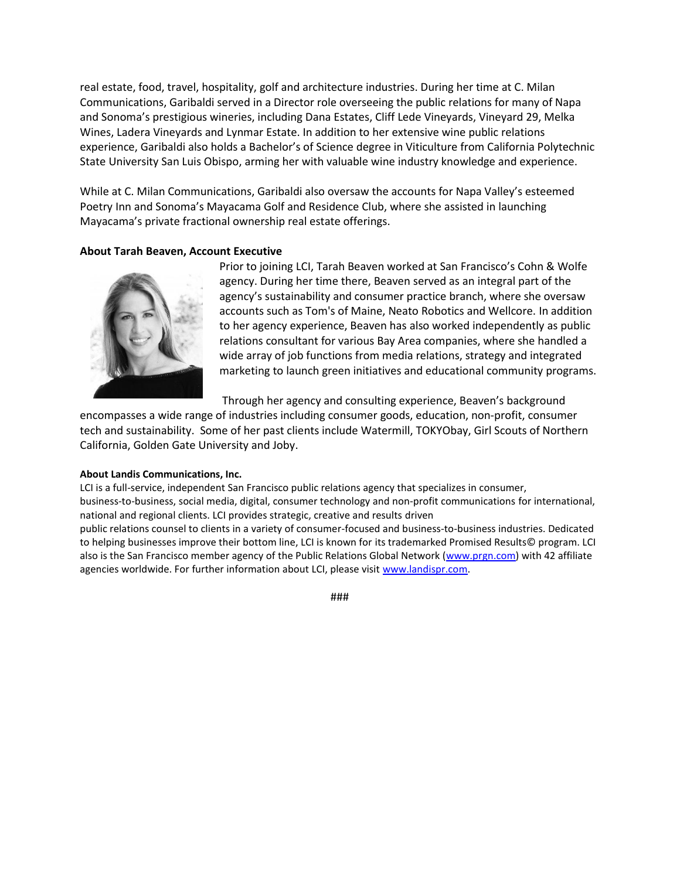real estate, food, travel, hospitality, golf and architecture industries. During her time at C. Milan Communications, Garibaldi served in a Director role overseeing the public relations for many of Napa and Sonoma's prestigious wineries, including Dana Estates, Cliff Lede Vineyards, Vineyard 29, Melka Wines, Ladera Vineyards and Lynmar Estate. In addition to her extensive wine public relations experience, Garibaldi also holds a Bachelor's of Science degree in Viticulture from California Polytechnic State University San Luis Obispo, arming her with valuable wine industry knowledge and experience.

While at C. Milan Communications, Garibaldi also oversaw the accounts for Napa Valley's esteemed Poetry Inn and Sonoma's Mayacama Golf and Residence Club, where she assisted in launching Mayacama's private fractional ownership real estate offerings.

**About Tarah Beaven, Account Executive**

Prior to joining LCI, Tarah Beaven worked at San Francisco's Cohn & Wolfe agency. During her time there, Beaven served as an integral part of the agency's sustainability and consumer practice branch, where she oversaw accounts such as Tom's of Maine, Neato Robotics and Wellcore. In addition to her agency experience, Beaven has also worked independently as public relations consultant for various Bay Area companies, where she handled a wide array of job functions from media relations, strategy and integrated marketing to launch green initiatives and educational community programs.

Through her agency and consulting experience, Beaven's background encompasses a wide range of industries including consumer goods, education, non-profit, consumer tech and sustainability. Some of her past clients include Watermill, TOKYObay, Girl Scouts of Northern California, Golden Gate University and Joby.

**About Landis Communications, Inc.**

LCI is a full-service, independent San Francisco public relations agency that specializes in consumer, business-to-business, social media, digital, consumer technology and non-profit communications for international, national and regional clients. LCI provides strategic, creative and results driven public relations counsel to clients in a variety of consumer-focused and business-to-business industries. Dedicated to helping businesses improve their bottom line, LCI is known for its trademarked Promised Results© program. LCI also is the San Francisco member agency of the Public Relations Global Network (www.prgn.com) with 42 affiliate agencies worldwide. For further information about LCI, please visit www.landispr.com.

###